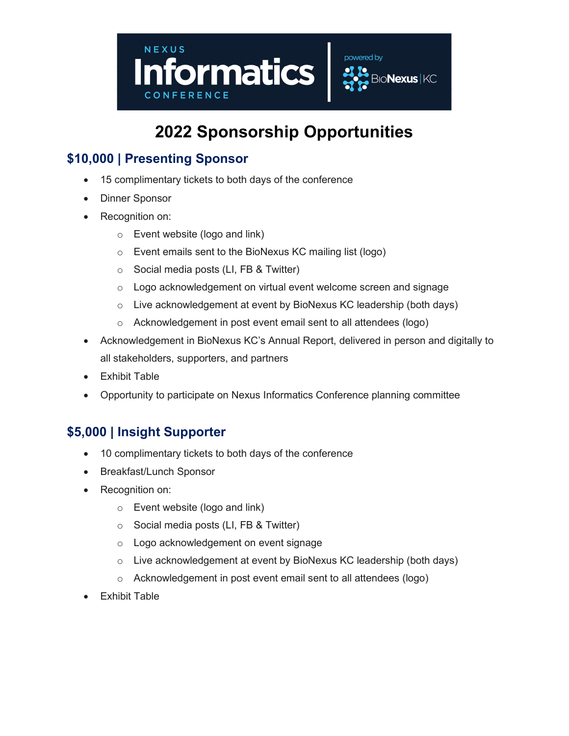# 2022 Sponsorship Opportunities

## $10,000 | Presenting Sponsor

- 15 complimentary tickets to both days of the conference
- Dinner Sponsor
- Recognition on:
  - Event website (logo and link)
  - Event emails sent to the BioNexus KC mailing list (logo)
  - Social media posts (LI, FB & Twitter)
  - Logo acknowledgement on virtual event welcome screen and signage
  - Live acknowledgement at event by BioNexus KC leadership (both days)
  - Acknowledgement in post event email sent to all attendees (logo)
- Acknowledgement in BioNexus KC's Annual Report, delivered in person and digitally to all stakeholders, supporters, and partners
- Exhibit Table
- Opportunity to participate on Nexus Informatics Conference planning committee

## $5,000 | Insight Supporter

- 10 complimentary tickets to both days of the conference
- Breakfast/Lunch Sponsor
- Recognition on:
  - Event website (logo and link)
  - Social media posts (LI, FB & Twitter)
  - Logo acknowledgement on event signage
  - Live acknowledgement at event by BioNexus KC leadership (both days)
  - Acknowledgement in post event email sent to all attendees (logo)
- Exhibit Table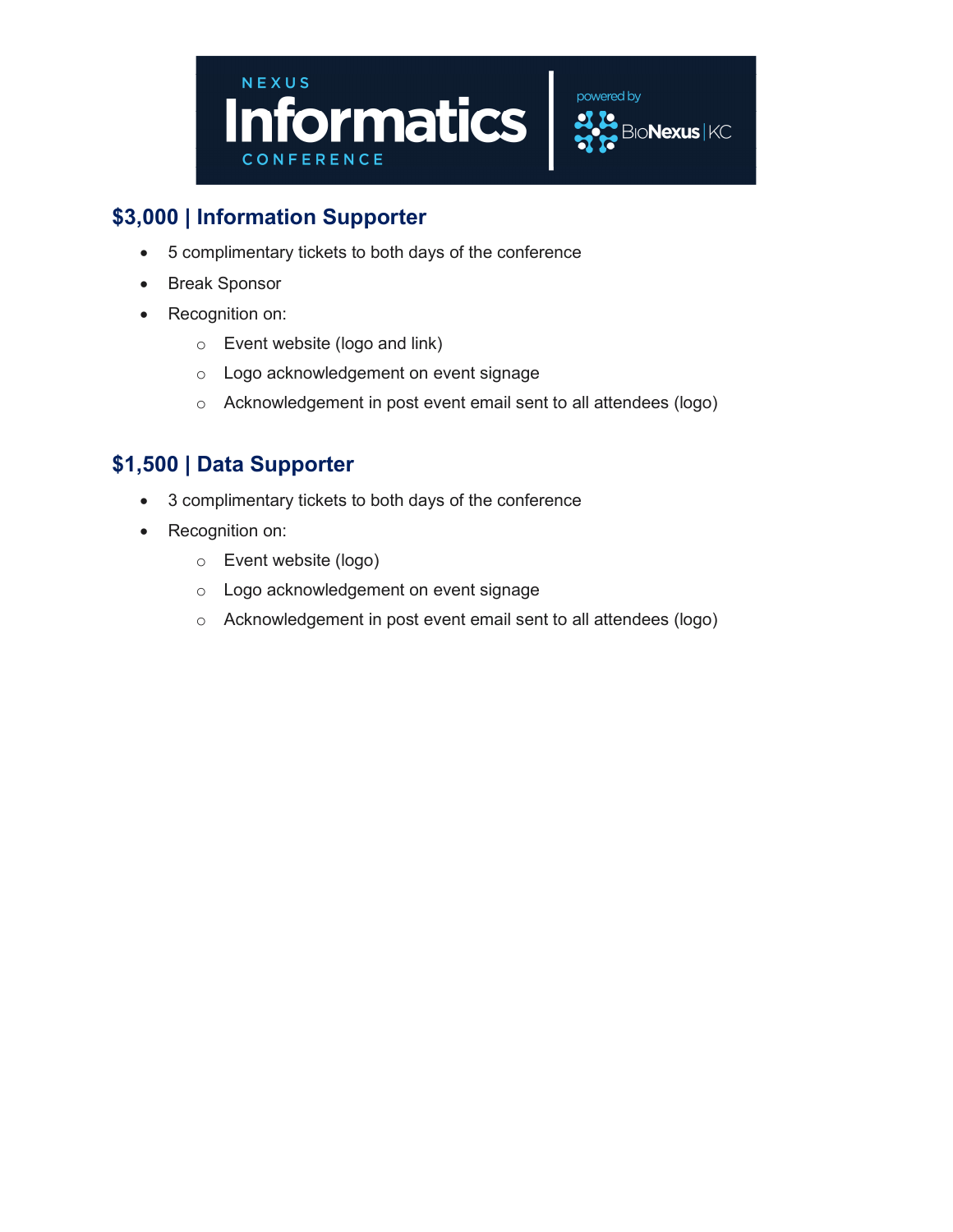NEXUS
# Informatics
CONFERENCE

powered by BioNexus | KC

## $3,000 | Information Supporter

- 5 complimentary tickets to both days of the conference
- Break Sponsor
- Recognition on:
  - Event website (logo and link)
  - Logo acknowledgement on event signage
  - Acknowledgement in post event email sent to all attendees (logo)

## $1,500 | Data Supporter

- 3 complimentary tickets to both days of the conference
- Recognition on:
  - Event website (logo)
  - Logo acknowledgement on event signage
  - Acknowledgement in post event email sent to all attendees (logo)